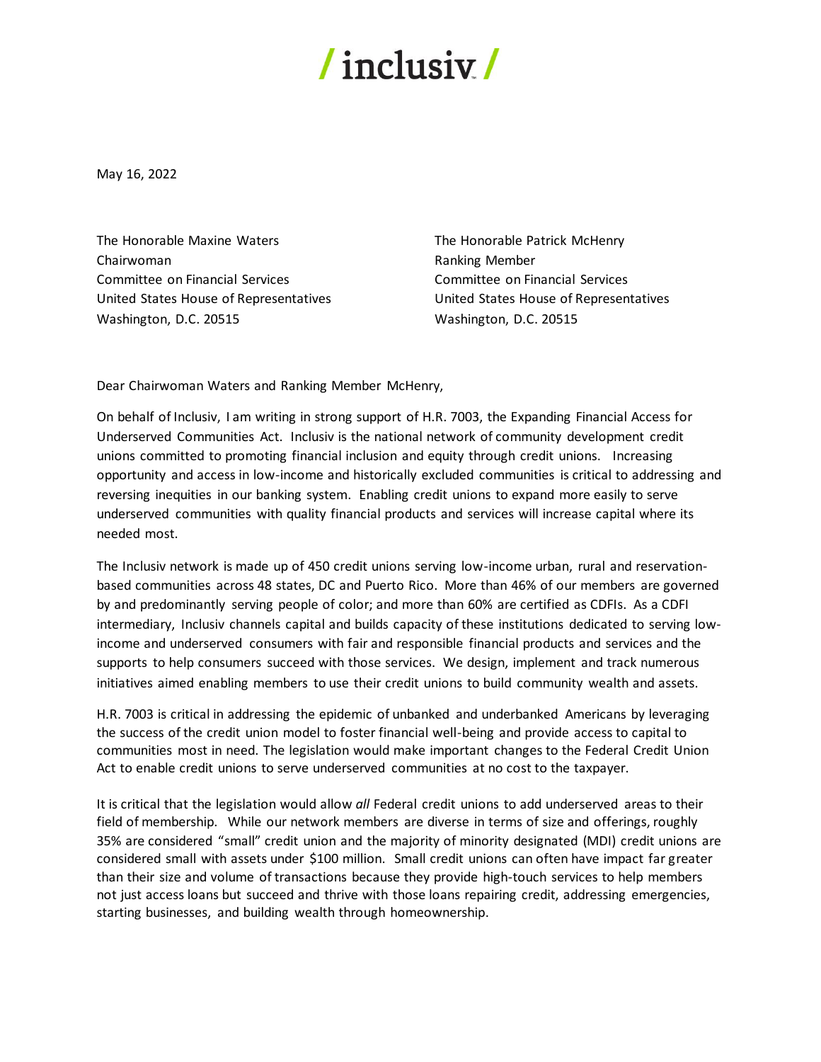/ inclusiv /

May 16, 2022

The Honorable Maxine Waters
Chairwoman
Committee on Financial Services
United States House of Representatives
Washington, D.C. 20515

The Honorable Patrick McHenry
Ranking Member
Committee on Financial Services
United States House of Representatives
Washington, D.C. 20515

Dear Chairwoman Waters and Ranking Member McHenry,

On behalf of Inclusiv, I am writing in strong support of H.R. 7003, the Expanding Financial Access for Underserved Communities Act. Inclusiv is the national network of community development credit unions committed to promoting financial inclusion and equity through credit unions. Increasing opportunity and access in low-income and historically excluded communities is critical to addressing and reversing inequities in our banking system. Enabling credit unions to expand more easily to serve underserved communities with quality financial products and services will increase capital where its needed most.

The Inclusiv network is made up of 450 credit unions serving low-income urban, rural and reservation-based communities across 48 states, DC and Puerto Rico. More than 46% of our members are governed by and predominantly serving people of color; and more than 60% are certified as CDFIs. As a CDFI intermediary, Inclusiv channels capital and builds capacity of these institutions dedicated to serving low-income and underserved consumers with fair and responsible financial products and services and the supports to help consumers succeed with those services. We design, implement and track numerous initiatives aimed enabling members to use their credit unions to build community wealth and assets.

H.R. 7003 is critical in addressing the epidemic of unbanked and underbanked Americans by leveraging the success of the credit union model to foster financial well-being and provide access to capital to communities most in need. The legislation would make important changes to the Federal Credit Union Act to enable credit unions to serve underserved communities at no cost to the taxpayer.

It is critical that the legislation would allow *all* Federal credit unions to add underserved areas to their field of membership. While our network members are diverse in terms of size and offerings, roughly 35% are considered "small" credit union and the majority of minority designated (MDI) credit unions are considered small with assets under $100 million. Small credit unions can often have impact far greater than their size and volume of transactions because they provide high-touch services to help members not just access loans but succeed and thrive with those loans repairing credit, addressing emergencies, starting businesses, and building wealth through homeownership.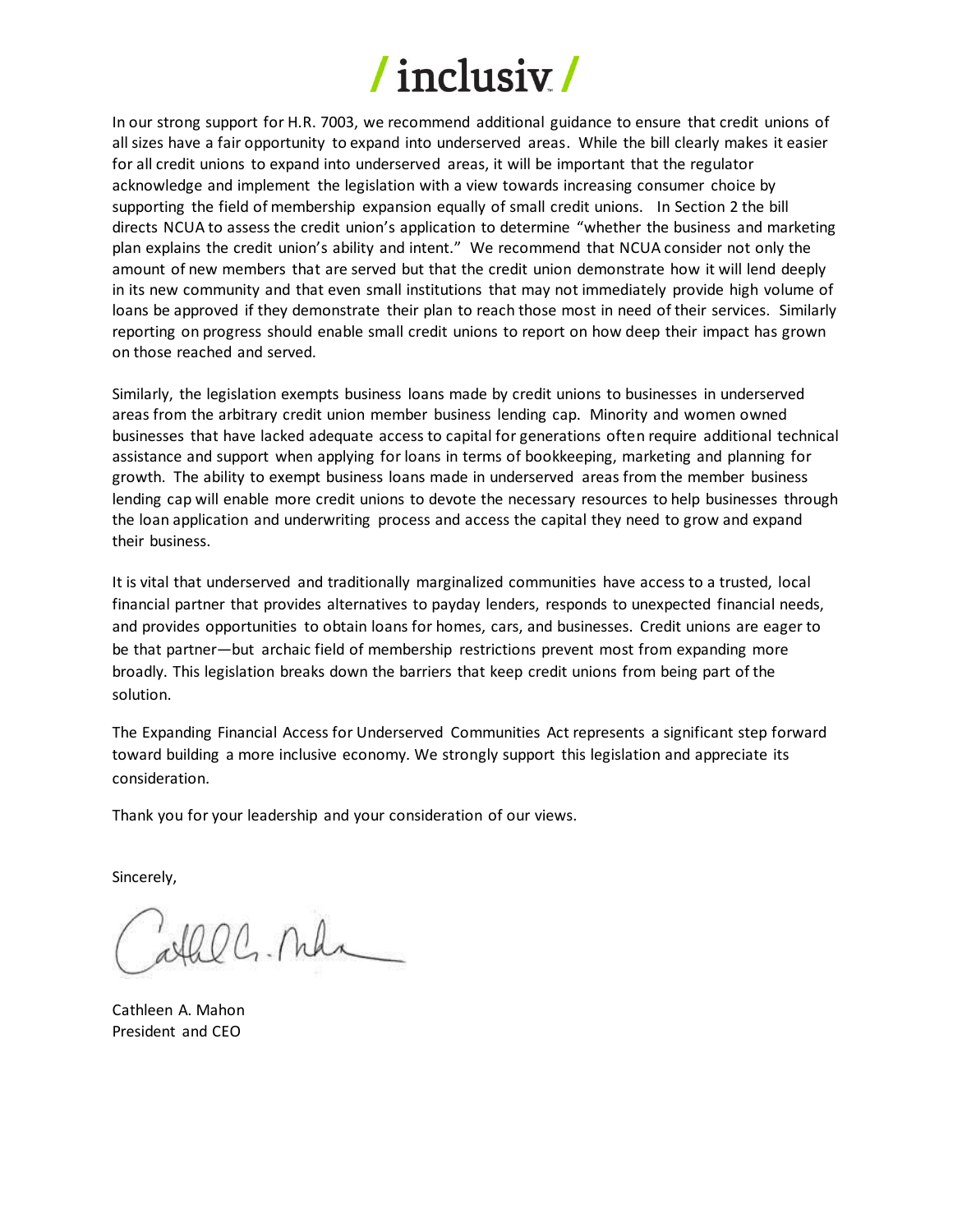# / inclusiv /

In our strong support for H.R. 7003, we recommend additional guidance to ensure that credit unions of all sizes have a fair opportunity to expand into underserved areas. While the bill clearly makes it easier for all credit unions to expand into underserved areas, it will be important that the regulator acknowledge and implement the legislation with a view towards increasing consumer choice by supporting the field of membership expansion equally of small credit unions. In Section 2 the bill directs NCUA to assess the credit union's application to determine "whether the business and marketing plan explains the credit union's ability and intent." We recommend that NCUA consider not only the amount of new members that are served but that the credit union demonstrate how it will lend deeply in its new community and that even small institutions that may not immediately provide high volume of loans be approved if they demonstrate their plan to reach those most in need of their services. Similarly reporting on progress should enable small credit unions to report on how deep their impact has grown on those reached and served.

Similarly, the legislation exempts business loans made by credit unions to businesses in underserved areas from the arbitrary credit union member business lending cap. Minority and women owned businesses that have lacked adequate access to capital for generations often require additional technical assistance and support when applying for loans in terms of bookkeeping, marketing and planning for growth. The ability to exempt business loans made in underserved areas from the member business lending cap will enable more credit unions to devote the necessary resources to help businesses through the loan application and underwriting process and access the capital they need to grow and expand their business.

It is vital that underserved and traditionally marginalized communities have access to a trusted, local financial partner that provides alternatives to payday lenders, responds to unexpected financial needs, and provides opportunities to obtain loans for homes, cars, and businesses. Credit unions are eager to be that partner—but archaic field of membership restrictions prevent most from expanding more broadly. This legislation breaks down the barriers that keep credit unions from being part of the solution.

The Expanding Financial Access for Underserved Communities Act represents a significant step forward toward building a more inclusive economy. We strongly support this legislation and appreciate its consideration.

Thank you for your leadership and your consideration of our views.

Sincerely,

Cathleen A. Mahon
President and CEO